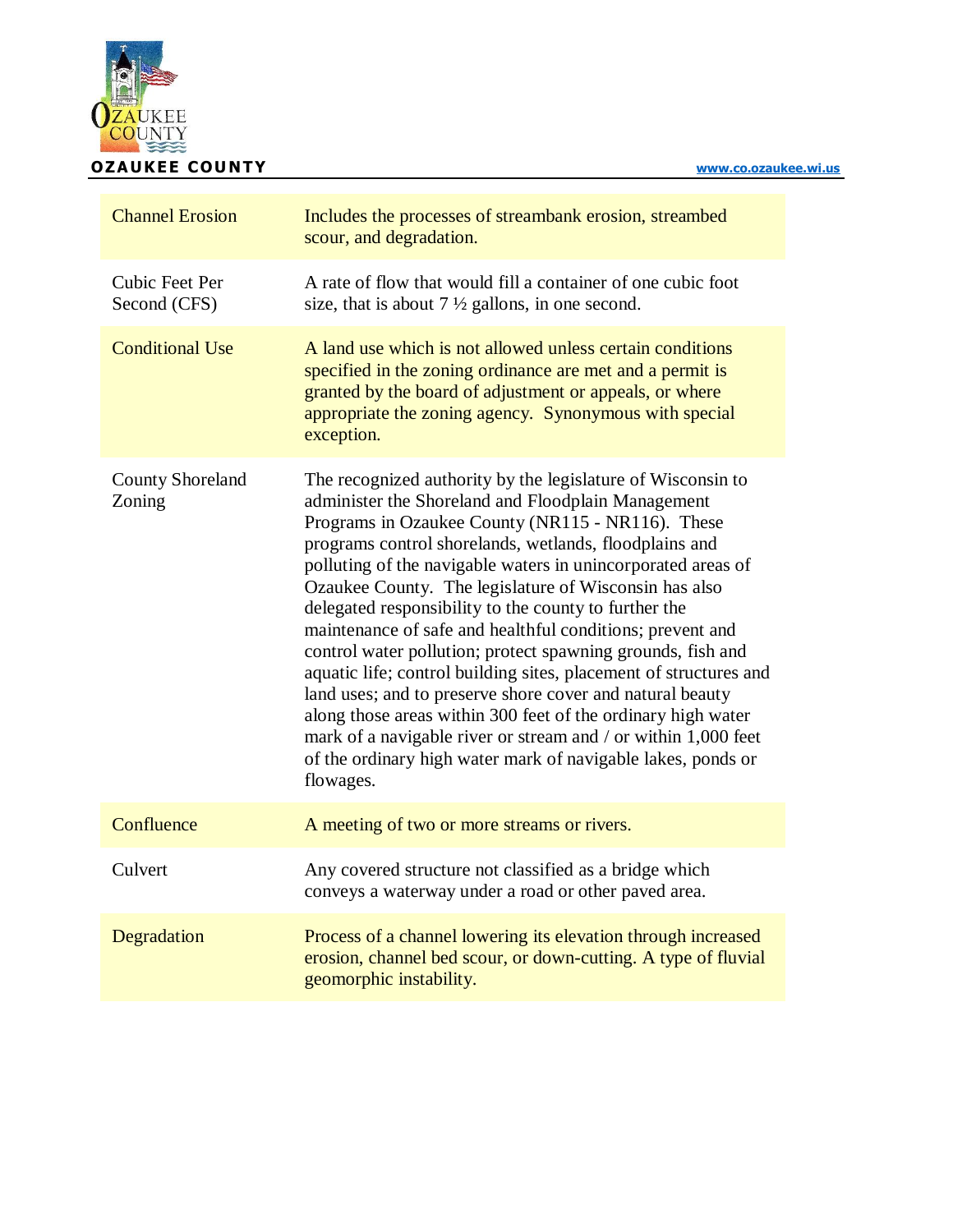| Term | Definition |
| --- | --- |
| Channel Erosion | Includes the processes of streambank erosion, streambed scour, and degradation. |
| Cubic Feet Per Second (CFS) | A rate of flow that would fill a container of one cubic foot size, that is about 7 ½ gallons, in one second. |
| Conditional Use | A land use which is not allowed unless certain conditions specified in the zoning ordinance are met and a permit is granted by the board of adjustment or appeals, or where appropriate the zoning agency. Synonymous with special exception. |
| County Shoreland Zoning | The recognized authority by the legislature of Wisconsin to administer the Shoreland and Floodplain Management Programs in Ozaukee County (NR115 - NR116). These programs control shorelands, wetlands, floodplains and polluting of the navigable waters in unincorporated areas of Ozaukee County. The legislature of Wisconsin has also delegated responsibility to the county to further the maintenance of safe and healthful conditions; prevent and control water pollution; protect spawning grounds, fish and aquatic life; control building sites, placement of structures and land uses; and to preserve shore cover and natural beauty along those areas within 300 feet of the ordinary high water mark of a navigable river or stream and / or within 1,000 feet of the ordinary high water mark of navigable lakes, ponds or flowages. |
| Confluence | A meeting of two or more streams or rivers. |
| Culvert | Any covered structure not classified as a bridge which conveys a waterway under a road or other paved area. |
| Degradation | Process of a channel lowering its elevation through increased erosion, channel bed scour, or down-cutting. A type of fluvial geomorphic instability. |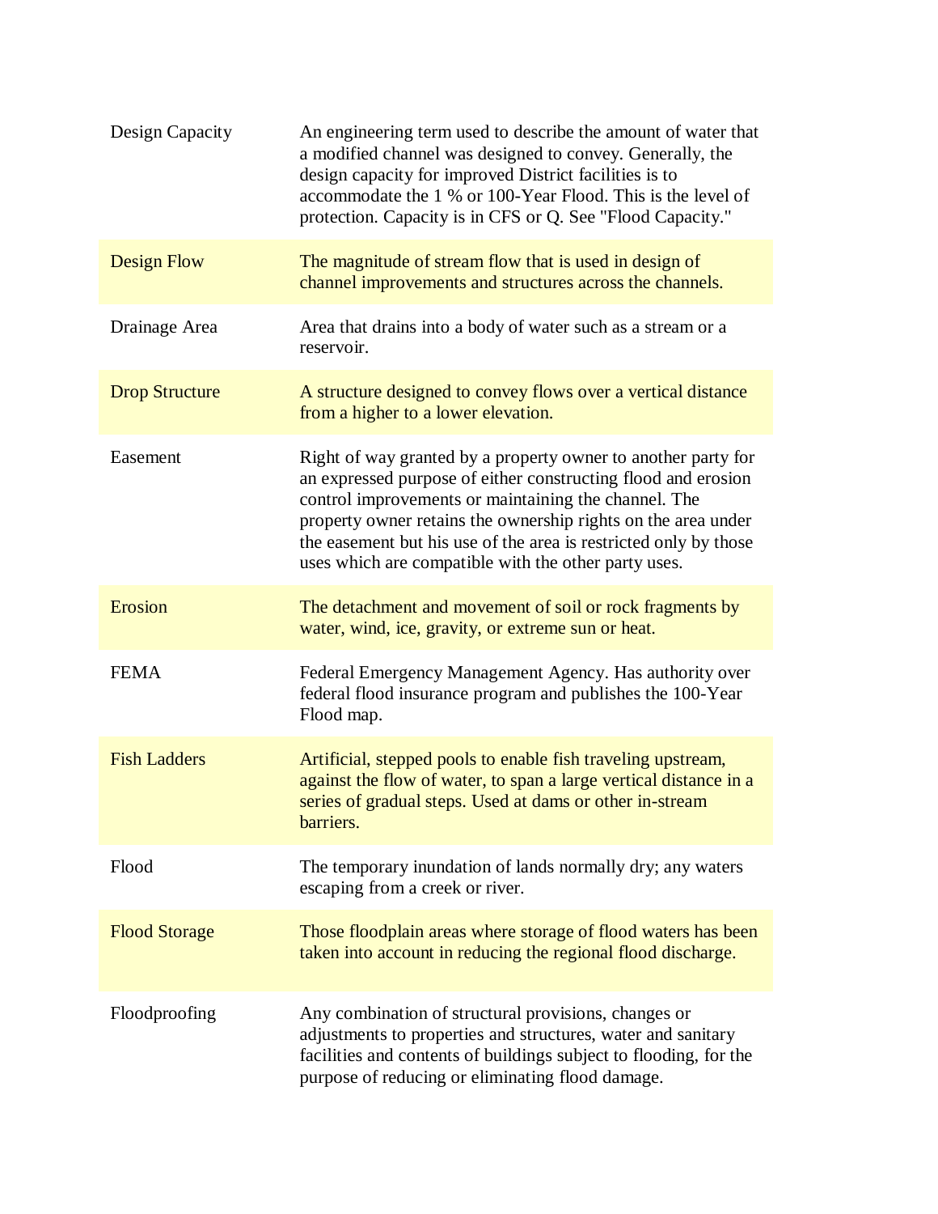| | |
|---|---|
| Design Capacity | An engineering term used to describe the amount of water that a modified channel was designed to convey. Generally, the design capacity for improved District facilities is to accommodate the 1 % or 100-Year Flood. This is the level of protection. Capacity is in CFS or Q. See "Flood Capacity." |
| Design Flow | The magnitude of stream flow that is used in design of channel improvements and structures across the channels. |
| Drainage Area | Area that drains into a body of water such as a stream or a reservoir. |
| Drop Structure | A structure designed to convey flows over a vertical distance from a higher to a lower elevation. |
| Easement | Right of way granted by a property owner to another party for an expressed purpose of either constructing flood and erosion control improvements or maintaining the channel. The property owner retains the ownership rights on the area under the easement but his use of the area is restricted only by those uses which are compatible with the other party uses. |
| Erosion | The detachment and movement of soil or rock fragments by water, wind, ice, gravity, or extreme sun or heat. |
| FEMA | Federal Emergency Management Agency. Has authority over federal flood insurance program and publishes the 100-Year Flood map. |
| Fish Ladders | Artificial, stepped pools to enable fish traveling upstream, against the flow of water, to span a large vertical distance in a series of gradual steps. Used at dams or other in-stream barriers. |
| Flood | The temporary inundation of lands normally dry; any waters escaping from a creek or river. |
| Flood Storage | Those floodplain areas where storage of flood waters has been taken into account in reducing the regional flood discharge. |
| Floodproofing | Any combination of structural provisions, changes or adjustments to properties and structures, water and sanitary facilities and contents of buildings subject to flooding, for the purpose of reducing or eliminating flood damage. |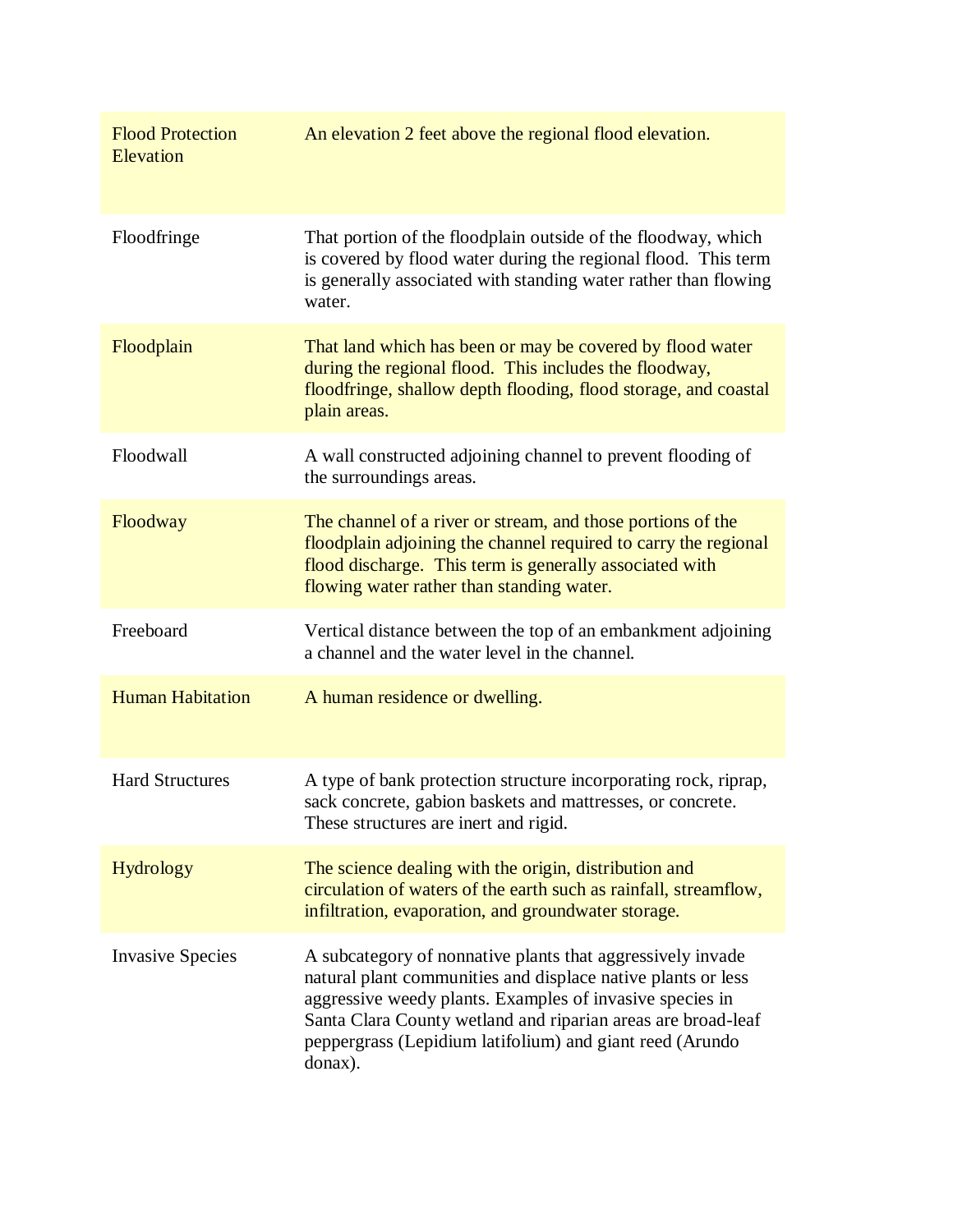| | |
|---|---|
| Flood Protection Elevation | An elevation 2 feet above the regional flood elevation. |
| Floodfringe | That portion of the floodplain outside of the floodway, which is covered by flood water during the regional flood. This term is generally associated with standing water rather than flowing water. |
| Floodplain | That land which has been or may be covered by flood water during the regional flood. This includes the floodway, floodfringe, shallow depth flooding, flood storage, and coastal plain areas. |
| Floodwall | A wall constructed adjoining channel to prevent flooding of the surroundings areas. |
| Floodway | The channel of a river or stream, and those portions of the floodplain adjoining the channel required to carry the regional flood discharge. This term is generally associated with flowing water rather than standing water. |
| Freeboard | Vertical distance between the top of an embankment adjoining a channel and the water level in the channel. |
| Human Habitation | A human residence or dwelling. |
| Hard Structures | A type of bank protection structure incorporating rock, riprap, sack concrete, gabion baskets and mattresses, or concrete. These structures are inert and rigid. |
| Hydrology | The science dealing with the origin, distribution and circulation of waters of the earth such as rainfall, streamflow, infiltration, evaporation, and groundwater storage. |
| Invasive Species | A subcategory of nonnative plants that aggressively invade natural plant communities and displace native plants or less aggressive weedy plants. Examples of invasive species in Santa Clara County wetland and riparian areas are broad-leaf peppergrass (Lepidium latifolium) and giant reed (Arundo donax). |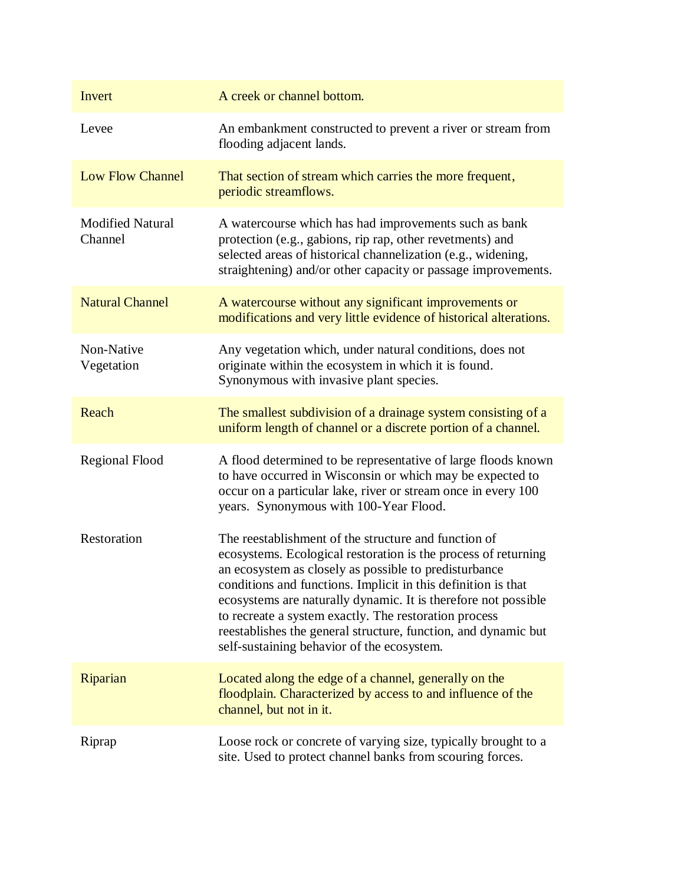| | |
|---|---|
| Invert | A creek or channel bottom. |
| Levee | An embankment constructed to prevent a river or stream from flooding adjacent lands. |
| Low Flow Channel | That section of stream which carries the more frequent, periodic streamflows. |
| Modified Natural Channel | A watercourse which has had improvements such as bank protection (e.g., gabions, rip rap, other revetments) and selected areas of historical channelization (e.g., widening, straightening) and/or other capacity or passage improvements. |
| Natural Channel | A watercourse without any significant improvements or modifications and very little evidence of historical alterations. |
| Non-Native Vegetation | Any vegetation which, under natural conditions, does not originate within the ecosystem in which it is found. Synonymous with invasive plant species. |
| Reach | The smallest subdivision of a drainage system consisting of a uniform length of channel or a discrete portion of a channel. |
| Regional Flood | A flood determined to be representative of large floods known to have occurred in Wisconsin or which may be expected to occur on a particular lake, river or stream once in every 100 years. Synonymous with 100-Year Flood. |
| Restoration | The reestablishment of the structure and function of ecosystems. Ecological restoration is the process of returning an ecosystem as closely as possible to predisturbance conditions and functions. Implicit in this definition is that ecosystems are naturally dynamic. It is therefore not possible to recreate a system exactly. The restoration process reestablishes the general structure, function, and dynamic but self-sustaining behavior of the ecosystem. |
| Riparian | Located along the edge of a channel, generally on the floodplain. Characterized by access to and influence of the channel, but not in it. |
| Riprap | Loose rock or concrete of varying size, typically brought to a site. Used to protect channel banks from scouring forces. |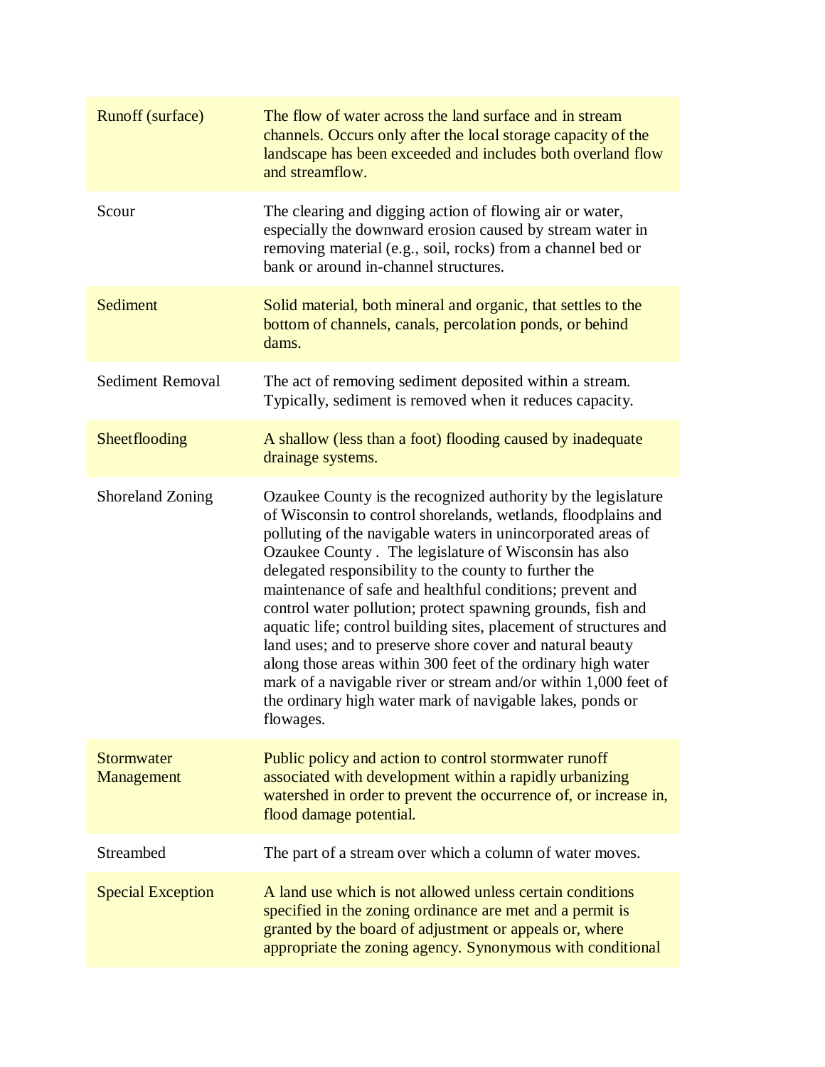| | |
|---|---|
| Runoff (surface) | The flow of water across the land surface and in stream channels. Occurs only after the local storage capacity of the landscape has been exceeded and includes both overland flow and streamflow. |
| Scour | The clearing and digging action of flowing air or water, especially the downward erosion caused by stream water in removing material (e.g., soil, rocks) from a channel bed or bank or around in-channel structures. |
| Sediment | Solid material, both mineral and organic, that settles to the bottom of channels, canals, percolation ponds, or behind dams. |
| Sediment Removal | The act of removing sediment deposited within a stream. Typically, sediment is removed when it reduces capacity. |
| Sheetflooding | A shallow (less than a foot) flooding caused by inadequate drainage systems. |
| Shoreland Zoning | Ozaukee County is the recognized authority by the legislature of Wisconsin to control shorelands, wetlands, floodplains and polluting of the navigable waters in unincorporated areas of Ozaukee County . The legislature of Wisconsin has also delegated responsibility to the county to further the maintenance of safe and healthful conditions; prevent and control water pollution; protect spawning grounds, fish and aquatic life; control building sites, placement of structures and land uses; and to preserve shore cover and natural beauty along those areas within 300 feet of the ordinary high water mark of a navigable river or stream and/or within 1,000 feet of the ordinary high water mark of navigable lakes, ponds or flowages. |
| Stormwater Management | Public policy and action to control stormwater runoff associated with development within a rapidly urbanizing watershed in order to prevent the occurrence of, or increase in, flood damage potential. |
| Streambed | The part of a stream over which a column of water moves. |
| Special Exception | A land use which is not allowed unless certain conditions specified in the zoning ordinance are met and a permit is granted by the board of adjustment or appeals or, where appropriate the zoning agency. Synonymous with conditional |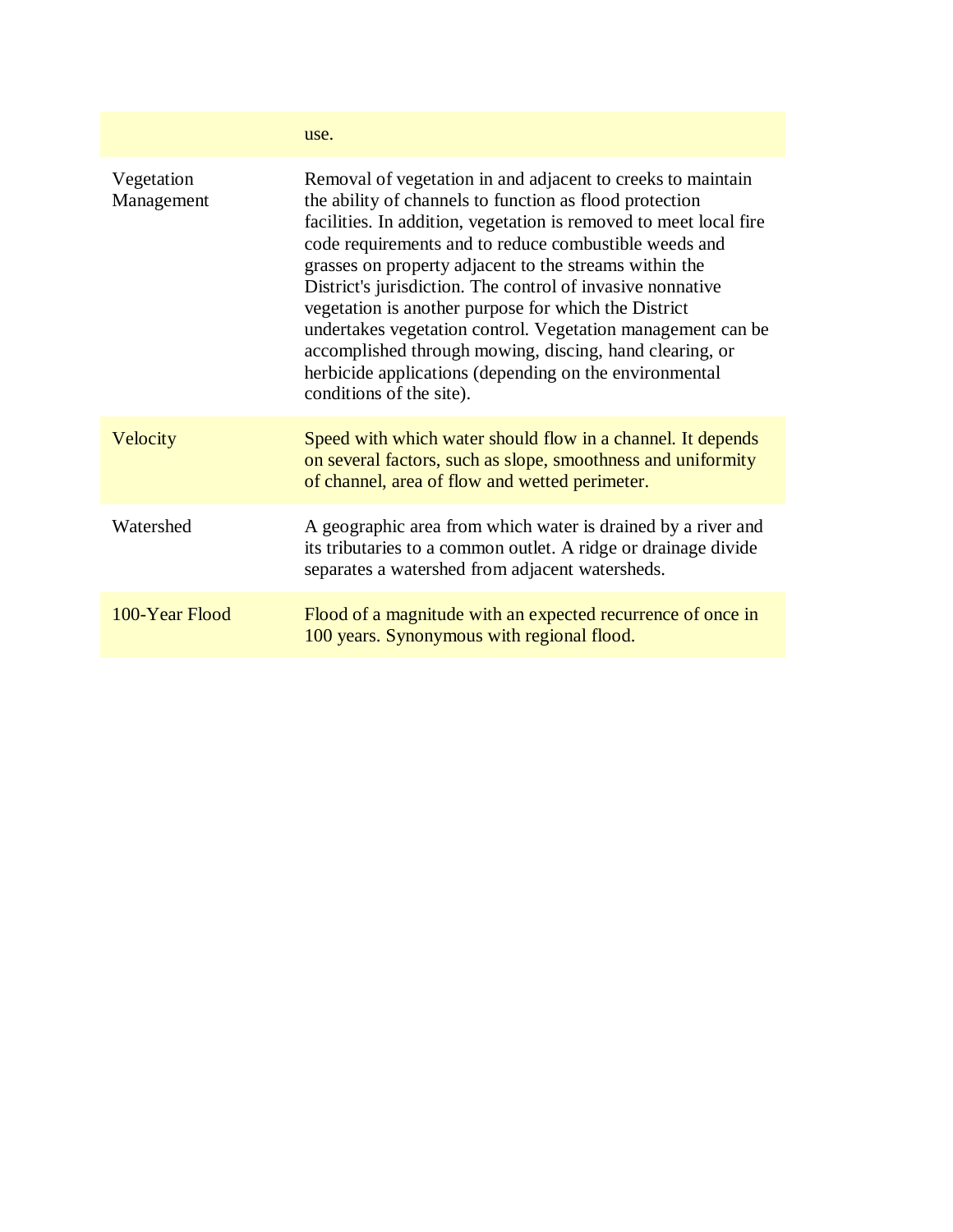| | |
|---|---|
| | use. |
| Vegetation Management | Removal of vegetation in and adjacent to creeks to maintain the ability of channels to function as flood protection facilities. In addition, vegetation is removed to meet local fire code requirements and to reduce combustible weeds and grasses on property adjacent to the streams within the District's jurisdiction. The control of invasive nonnative vegetation is another purpose for which the District undertakes vegetation control. Vegetation management can be accomplished through mowing, discing, hand clearing, or herbicide applications (depending on the environmental conditions of the site). |
| Velocity | Speed with which water should flow in a channel. It depends on several factors, such as slope, smoothness and uniformity of channel, area of flow and wetted perimeter. |
| Watershed | A geographic area from which water is drained by a river and its tributaries to a common outlet. A ridge or drainage divide separates a watershed from adjacent watersheds. |
| 100-Year Flood | Flood of a magnitude with an expected recurrence of once in 100 years. Synonymous with regional flood. |